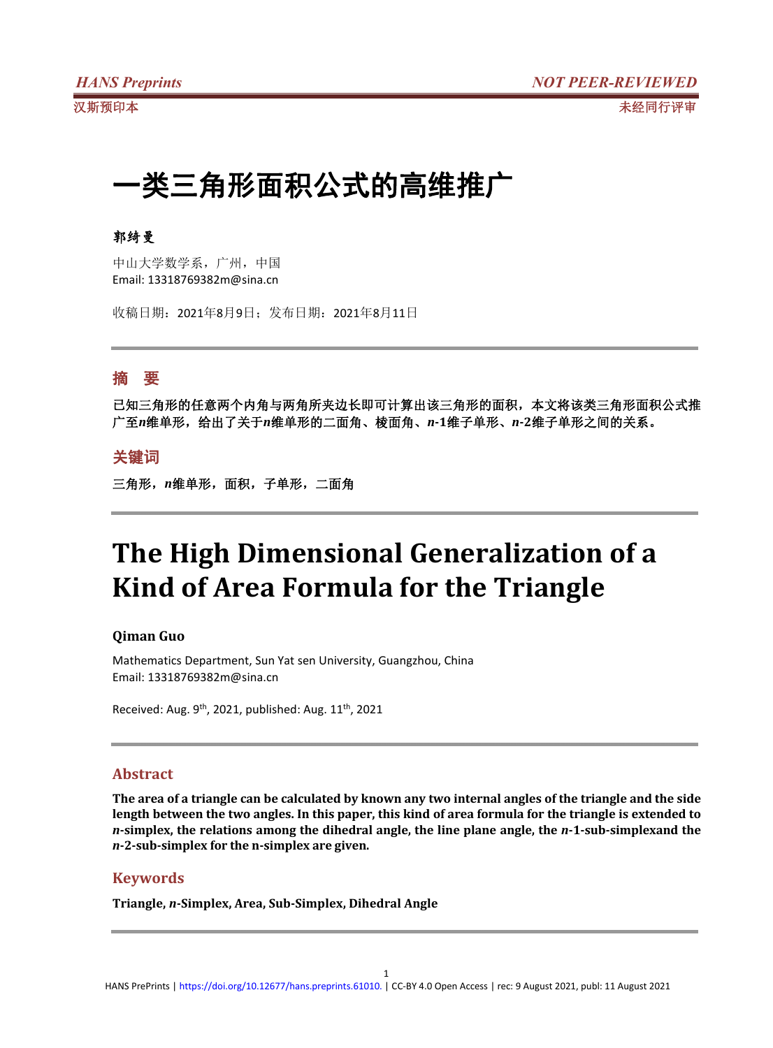# 一类三角形面积公式的高维推广

**郭绮曼**

中山大学数学系，广州，中国
Email: 13318769382m@sina.cn

收稿日期：2021年8月9日；发布日期：2021年8月11日

## 摘　要

**已知三角形的任意两个内角与两角所夹边长即可计算出该三角形的面积，本文将该类三角形面积公式推广至*n*维单形，给出了关于*n*维单形的二面角、棱面角、*n*-1维子单形、*n*-2维子单形之间的关系。**

## 关键词

**三角形，*n*维单形，面积，子单形，二面角**

# The High Dimensional Generalization of a Kind of Area Formula for the Triangle

**Qiman Guo**

Mathematics Department, Sun Yat sen University, Guangzhou, China
Email: 13318769382m@sina.cn

Received: Aug. 9th, 2021, published: Aug. 11th, 2021

## Abstract

**The area of a triangle can be calculated by known any two internal angles of the triangle and the side length between the two angles. In this paper, this kind of area formula for the triangle is extended to *n*-simplex, the relations among the dihedral angle, the line plane angle, the *n*-1-sub-simplexand the *n*-2-sub-simplex for the n-simplex are given.**

## Keywords

**Triangle, *n*-Simplex, Area, Sub-Simplex, Dihedral Angle**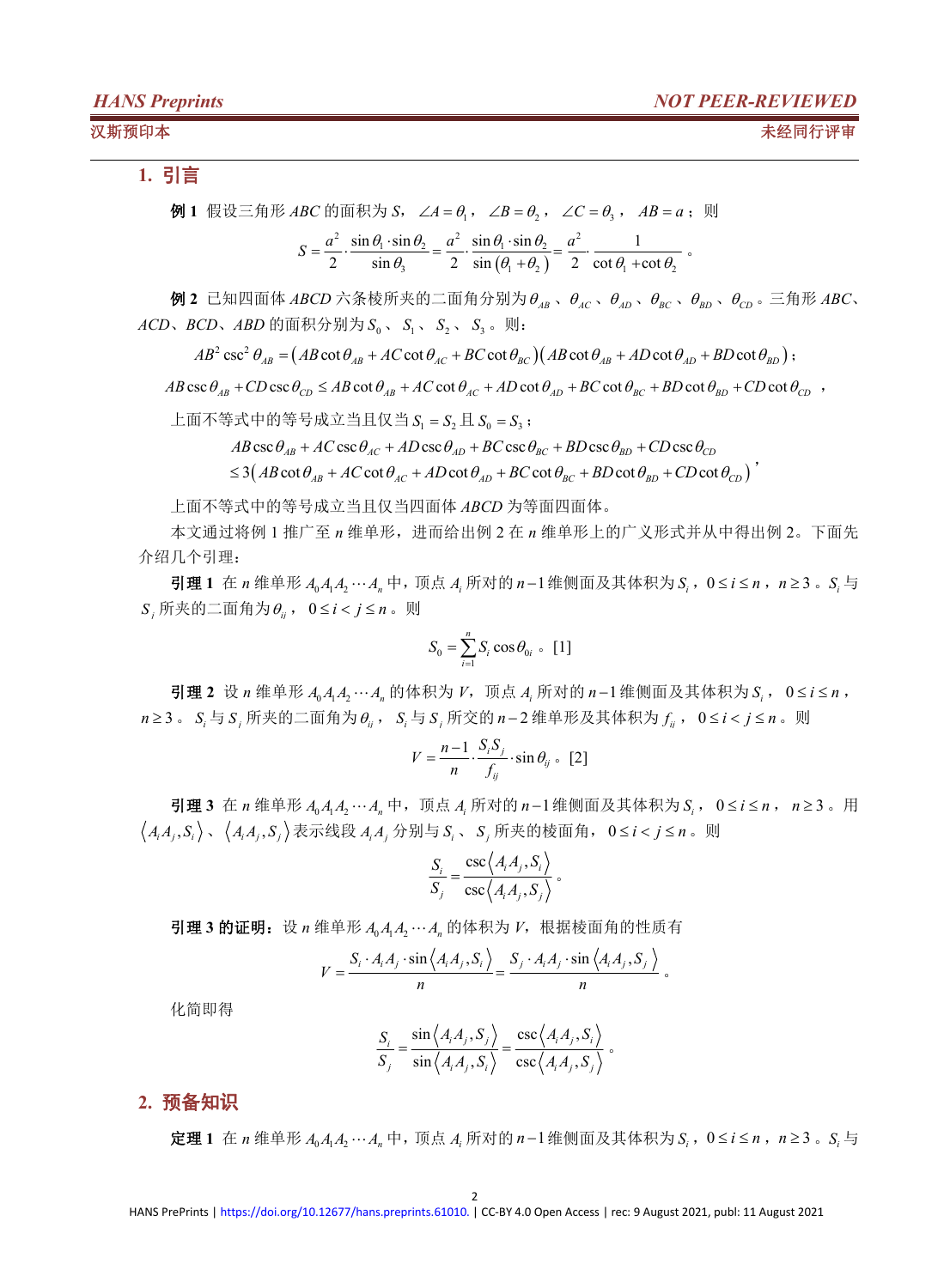## 1. 引言

**例 1** 假设三角形 $ABC$ 的面积为 $S$，$\angle A=\theta_1$，$\angle B=\theta_2$，$\angle C=\theta_3$，$AB=a$；则

$$S=\frac{a^2}{2}\cdot\frac{\sin\theta_1\cdot\sin\theta_2}{\sin\theta_3}=\frac{a^2}{2}\cdot\frac{\sin\theta_1\cdot\sin\theta_2}{\sin(\theta_1+\theta_2)}=\frac{a^2}{2}\cdot\frac{1}{\cot\theta_1+\cot\theta_2}\text{。}$$

**例 2** 已知四面体 $ABCD$ 六条棱所夹的二面角分别为 $\theta_{AB}$、$\theta_{AC}$、$\theta_{AD}$、$\theta_{BC}$、$\theta_{BD}$、$\theta_{CD}$。三角形 $ABC$、$ACD$、$BCD$、$ABD$ 的面积分别为 $S_0$、$S_1$、$S_2$、$S_3$。则：

$$AB^2\csc^2\theta_{AB}=\left(AB\cot\theta_{AB}+AC\cot\theta_{AC}+BC\cot\theta_{BC}\right)\left(AB\cot\theta_{AB}+AD\cot\theta_{AD}+BD\cot\theta_{BD}\right)\text{；}$$

$$AB\csc\theta_{AB}+CD\csc\theta_{CD}\le AB\cot\theta_{AB}+AC\cot\theta_{AC}+AD\cot\theta_{AD}+BC\cot\theta_{BC}+BD\cot\theta_{BD}+CD\cot\theta_{CD}\text{，}$$

上面不等式中的等号成立当且仅当 $S_1=S_2$ 且 $S_0=S_3$；

$$\begin{aligned}&AB\csc\theta_{AB}+AC\csc\theta_{AC}+AD\csc\theta_{AD}+BC\csc\theta_{BC}+BD\csc\theta_{BD}+CD\csc\theta_{CD}\\&\le 3\left(AB\cot\theta_{AB}+AC\cot\theta_{AC}+AD\cot\theta_{AD}+BC\cot\theta_{BC}+BD\cot\theta_{BD}+CD\cot\theta_{CD}\right)\text{，}\end{aligned}$$

上面不等式中的等号成立当且仅当四面体 $ABCD$ 为等面四面体。

本文通过将例 1 推广至 $n$ 维单形，进而给出例 2 在 $n$ 维单形上的广义形式并从中得出例 2。下面先介绍几个引理：

**引理 1** 在 $n$ 维单形 $A_0A_1A_2\cdots A_n$ 中，顶点 $A_i$ 所对的 $n-1$ 维侧面及其体积为 $S_i$，$0\le i\le n$，$n\ge 3$。$S_i$ 与 $S_j$ 所夹的二面角为 $\theta_{ij}$，$0\le i<j\le n$。则

$$S_0=\sum_{i=1}^{n}S_i\cos\theta_{0i}\text{。[1]}$$

**引理 2** 设 $n$ 维单形 $A_0A_1A_2\cdots A_n$ 的体积为 $V$，顶点 $A_i$ 所对的 $n-1$ 维侧面及其体积为 $S_i$，$0\le i\le n$，$n\ge 3$。$S_i$ 与 $S_j$ 所夹的二面角为 $\theta_{ij}$，$S_i$ 与 $S_j$ 所交的 $n-2$ 维单形及其体积为 $f_{ij}$，$0\le i<j\le n$。则

$$V=\frac{n-1}{n}\cdot\frac{S_iS_j}{f_{ij}}\cdot\sin\theta_{ij}\text{。[2]}$$

**引理 3** 在 $n$ 维单形 $A_0A_1A_2\cdots A_n$ 中，顶点 $A_i$ 所对的 $n-1$ 维侧面及其体积为 $S_i$，$0\le i\le n$，$n\ge 3$。用 $\langle A_iA_j,S_i\rangle$、$\langle A_iA_j,S_j\rangle$ 表示线段 $A_iA_j$ 分别与 $S_i$、$S_j$ 所夹的棱面角，$0\le i<j\le n$。则

$$\frac{S_i}{S_j}=\frac{\csc\langle A_iA_j,S_i\rangle}{\csc\langle A_iA_j,S_j\rangle}\text{。}$$

**引理 3 的证明：** 设 $n$ 维单形 $A_0A_1A_2\cdots A_n$ 的体积为 $V$，根据棱面角的性质有

$$V=\frac{S_i\cdot A_iA_j\cdot\sin\langle A_iA_j,S_i\rangle}{n}=\frac{S_j\cdot A_iA_j\cdot\sin\langle A_iA_j,S_j\rangle}{n}\text{。}$$

化简即得

$$\frac{S_i}{S_j}=\frac{\sin\langle A_iA_j,S_j\rangle}{\sin\langle A_iA_j,S_i\rangle}=\frac{\csc\langle A_iA_j,S_i\rangle}{\csc\langle A_iA_j,S_j\rangle}\text{。}$$

## 2. 预备知识

**定理 1** 在 $n$ 维单形 $A_0A_1A_2\cdots A_n$ 中，顶点 $A_i$ 所对的 $n-1$ 维侧面及其体积为 $S_i$，$0\le i\le n$，$n\ge 3$。$S_i$ 与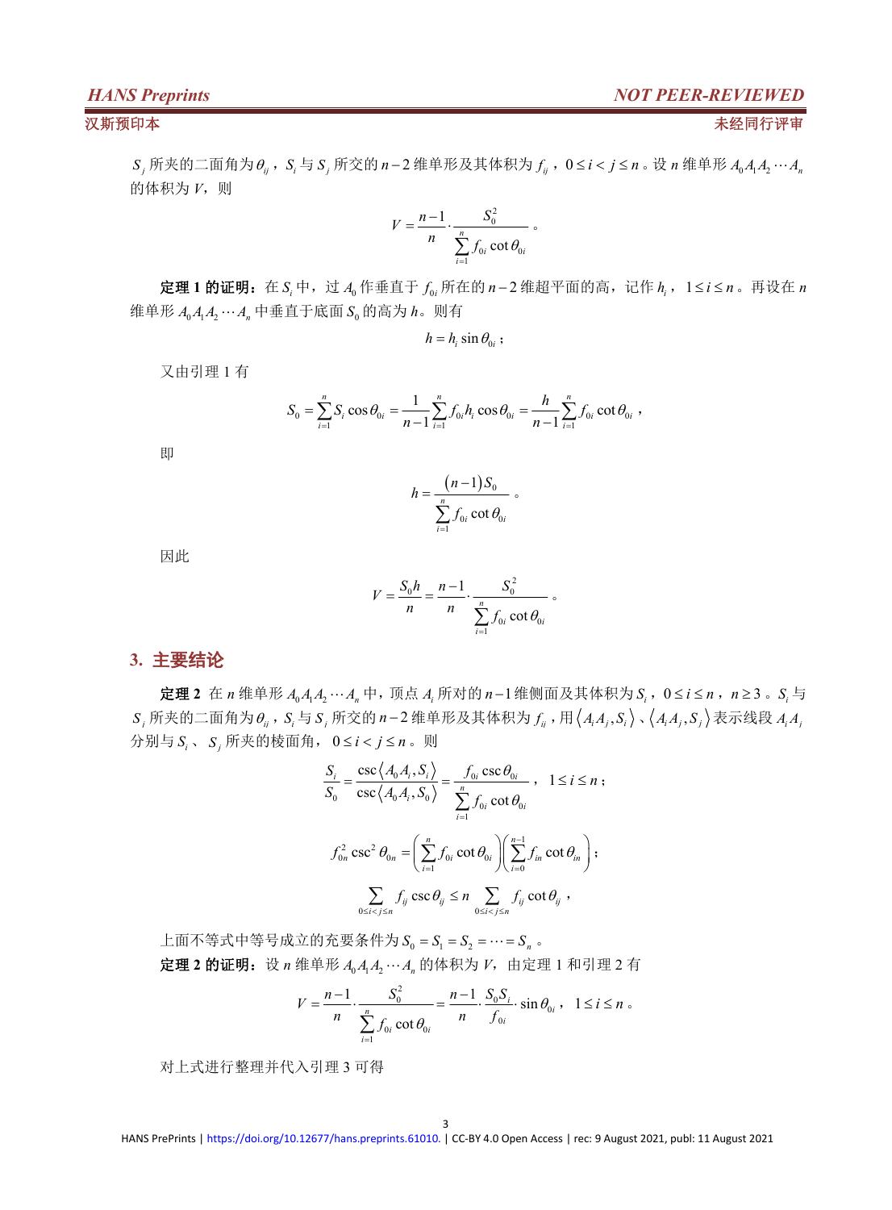$S_j$ 所夹的二面角为 $\theta_{ij}$，$S_i$ 与 $S_j$ 所交的 $n-2$ 维单形及其体积为 $f_{ij}$，$0 \le i < j \le n$。设 $n$ 维单形 $A_0A_1A_2\cdots A_n$ 的体积为 $V$，则

$$V = \frac{n-1}{n} \cdot \frac{S_0^2}{\sum_{i=1}^{n} f_{0i} \cot \theta_{0i}}。$$

**定理 1 的证明：** 在 $S_i$ 中，过 $A_0$ 作垂直于 $f_{0i}$ 所在的 $n-2$ 维超平面的高，记作 $h_i$，$1 \le i \le n$。再设在 $n$ 维单形 $A_0A_1A_2\cdots A_n$ 中垂直于底面 $S_0$ 的高为 $h$。则有

$$h = h_i \sin \theta_{0i};$$

又由引理 1 有

$$S_0 = \sum_{i=1}^{n} S_i \cos \theta_{0i} = \frac{1}{n-1} \sum_{i=1}^{n} f_{0i} h_i \cos \theta_{0i} = \frac{h}{n-1} \sum_{i=1}^{n} f_{0i} \cot \theta_{0i},$$

即

$$h = \frac{(n-1) S_0}{\sum_{i=1}^{n} f_{0i} \cot \theta_{0i}}。$$

因此

$$V = \frac{S_0 h}{n} = \frac{n-1}{n} \cdot \frac{S_0^2}{\sum_{i=1}^{n} f_{0i} \cot \theta_{0i}}。$$

## 3. 主要结论

**定理 2** 在 $n$ 维单形 $A_0A_1A_2\cdots A_n$ 中，顶点 $A_i$ 所对的 $n-1$ 维侧面及其体积为 $S_i$，$0 \le i \le n$，$n \ge 3$。$S_i$ 与 $S_j$ 所夹的二面角为 $\theta_{ij}$，$S_i$ 与 $S_j$ 所交的 $n-2$ 维单形及其体积为 $f_{ij}$，用 $\langle A_iA_j, S_i \rangle$、$\langle A_iA_j, S_j \rangle$ 表示线段 $A_iA_j$ 分别与 $S_i$、$S_j$ 所夹的棱面角，$0 \le i < j \le n$。则

$$\frac{S_i}{S_0} = \frac{\csc\langle A_0A_i, S_i \rangle}{\csc\langle A_0A_i, S_0 \rangle} = \frac{f_{0i} \csc \theta_{0i}}{\sum_{i=1}^{n} f_{0i} \cot \theta_{0i}}，\quad 1 \le i \le n;$$

$$f_{0n}^2 \csc^2 \theta_{0n} = \left( \sum_{i=1}^{n} f_{0i} \cot \theta_{0i} \right) \left( \sum_{i=0}^{n-1} f_{in} \cot \theta_{in} \right);$$

$$\sum_{0 \le i < j \le n} f_{ij} \csc \theta_{ij} \le n \sum_{0 \le i < j \le n} f_{ij} \cot \theta_{ij},$$

上面不等式中等号成立的充要条件为 $S_0 = S_1 = S_2 = \cdots = S_n$。

**定理 2 的证明：** 设 $n$ 维单形 $A_0A_1A_2\cdots A_n$ 的体积为 $V$，由定理 1 和引理 2 有

$$V = \frac{n-1}{n} \cdot \frac{S_0^2}{\sum_{i=1}^{n} f_{0i} \cot \theta_{0i}} = \frac{n-1}{n} \cdot \frac{S_0 S_i}{f_{0i}} \cdot \sin \theta_{0i}，\quad 1 \le i \le n。$$

对上式进行整理并代入引理 3 可得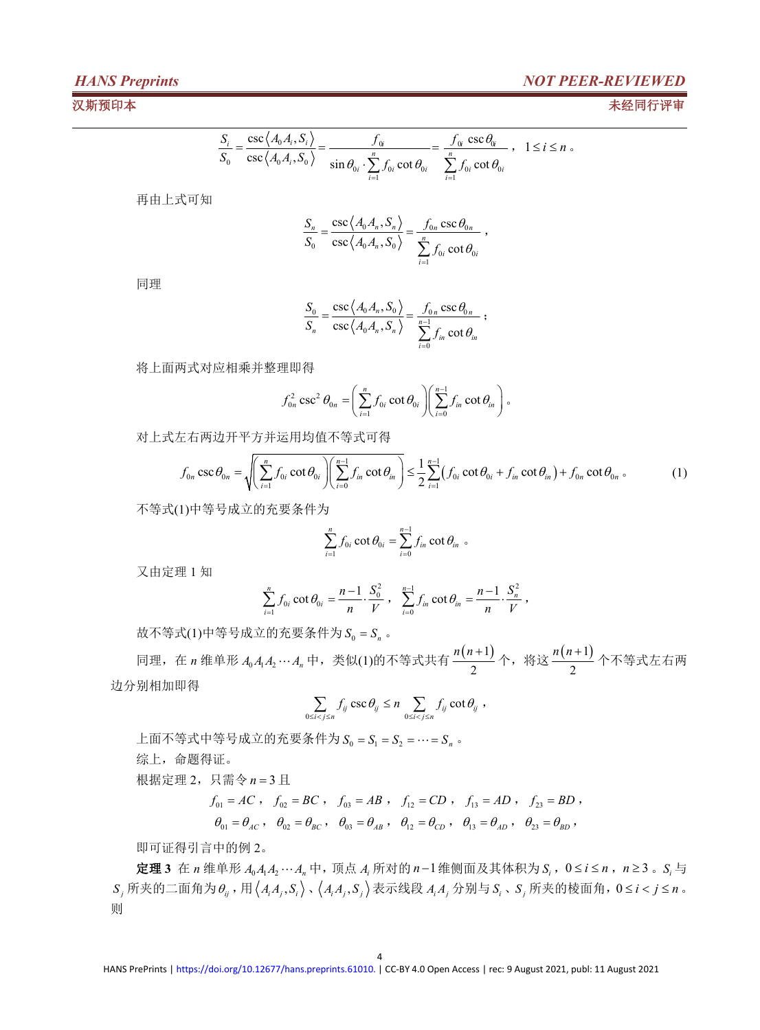$$\frac{S_i}{S_0}=\frac{\csc\langle A_0A_i,S_i\rangle}{\csc\langle A_0A_i,S_0\rangle}=\frac{f_{0i}}{\sin\theta_{0i}\cdot\sum_{i=1}^{n}f_{0i}\cot\theta_{0i}}=\frac{f_{0i}\csc\theta_{0i}}{\sum_{i=1}^{n}f_{0i}\cot\theta_{0i}}，\quad 1\le i\le n。$$

再由上式可知

$$\frac{S_n}{S_0}=\frac{\csc\langle A_0A_n,S_n\rangle}{\csc\langle A_0A_n,S_0\rangle}=\frac{f_{0n}\csc\theta_{0n}}{\sum_{i=1}^{n}f_{0i}\cot\theta_{0i}}，$$

同理

$$\frac{S_0}{S_n}=\frac{\csc\langle A_0A_n,S_0\rangle}{\csc\langle A_0A_n,S_n\rangle}=\frac{f_{0n}\csc\theta_{0n}}{\sum_{i=0}^{n-1}f_{in}\cot\theta_{in}}；$$

将上面两式对应相乘并整理即得

$$f_{0n}^2\csc^2\theta_{0n}=\left(\sum_{i=1}^{n}f_{0i}\cot\theta_{0i}\right)\left(\sum_{i=0}^{n-1}f_{in}\cot\theta_{in}\right)。$$

对上式左右两边开平方并运用均值不等式可得

$$f_{0n}\csc\theta_{0n}=\sqrt{\left(\sum_{i=1}^{n}f_{0i}\cot\theta_{0i}\right)\left(\sum_{i=0}^{n-1}f_{in}\cot\theta_{in}\right)}\le\frac{1}{2}\sum_{i=1}^{n-1}\left(f_{0i}\cot\theta_{0i}+f_{in}\cot\theta_{in}\right)+f_{0n}\cot\theta_{0n}。\tag{1}$$

不等式(1)中等号成立的充要条件为

$$\sum_{i=1}^{n}f_{0i}\cot\theta_{0i}=\sum_{i=0}^{n-1}f_{in}\cot\theta_{in}。$$

又由定理 1 知

$$\sum_{i=1}^{n}f_{0i}\cot\theta_{0i}=\frac{n-1}{n}\cdot\frac{S_0^2}{V}，\quad\sum_{i=0}^{n-1}f_{in}\cot\theta_{in}=\frac{n-1}{n}\cdot\frac{S_n^2}{V}，$$

故不等式(1)中等号成立的充要条件为 $S_0=S_n$。

同理，在 $n$ 维单形 $A_0A_1A_2\cdots A_n$ 中，类似(1)的不等式共有 $\frac{n(n+1)}{2}$ 个，将这 $\frac{n(n+1)}{2}$ 个不等式左右两边分别相加即得

$$\sum_{0\le i<j\le n}f_{ij}\csc\theta_{ij}\le n\sum_{0\le i<j\le n}f_{ij}\cot\theta_{ij}，$$

上面不等式中等号成立的充要条件为 $S_0=S_1=S_2=\cdots=S_n$。

综上，命题得证。

根据定理 2，只需令 $n=3$ 且

$$f_{01}=AC，\ f_{02}=BC，\ f_{03}=AB，\ f_{12}=CD，\ f_{13}=AD，\ f_{23}=BD，$$
$$\theta_{01}=\theta_{AC}，\ \theta_{02}=\theta_{BC}，\ \theta_{03}=\theta_{AB}，\ \theta_{12}=\theta_{CD}，\ \theta_{13}=\theta_{AD}，\ \theta_{23}=\theta_{BD}，$$

即可证得引言中的例 2。

**定理 3** 在 $n$ 维单形 $A_0A_1A_2\cdots A_n$ 中，顶点 $A_i$ 所对的 $n-1$ 维侧面及其体积为 $S_i$，$0\le i\le n$，$n\ge 3$。$S_i$ 与 $S_j$ 所夹的二面角为 $\theta_{ij}$，用 $\langle A_iA_j,S_i\rangle$、$\langle A_iA_j,S_j\rangle$ 表示线段 $A_iA_j$ 分别与 $S_i$、$S_j$ 所夹的棱面角，$0\le i<j\le n$。则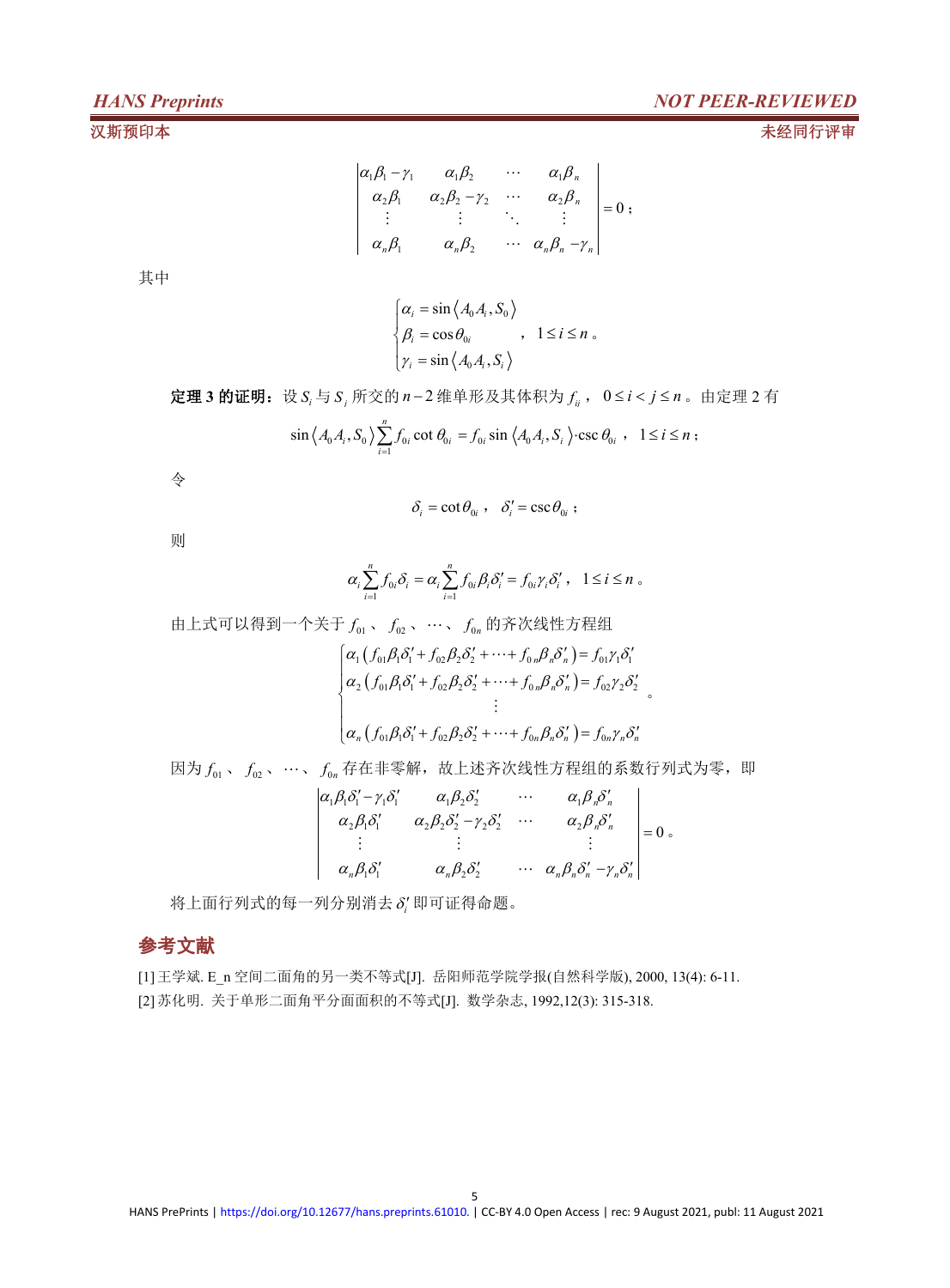$$\begin{vmatrix} \alpha_1\beta_1-\gamma_1 & \alpha_1\beta_2 & \cdots & \alpha_1\beta_n \\ \alpha_2\beta_1 & \alpha_2\beta_2-\gamma_2 & \cdots & \alpha_2\beta_n \\ \vdots & \vdots & \ddots & \vdots \\ \alpha_n\beta_1 & \alpha_n\beta_2 & \cdots & \alpha_n\beta_n-\gamma_n \end{vmatrix}=0；$$

其中

$$\begin{cases} \alpha_i=\sin\langle A_0A_i,S_0\rangle \\ \beta_i=\cos\theta_{0i} \\ \gamma_i=\sin\langle A_0A_i,S_i\rangle \end{cases}，\quad 1\le i\le n。$$

**定理 3 的证明：** 设 $S_i$ 与 $S_j$ 所交的 $n-2$ 维单形及其体积为 $f_{ij}$，$0\le i<j\le n$。由定理 2 有

$$\sin\langle A_0A_i,S_0\rangle\sum_{i=1}^{n}f_{0i}\cot\theta_{0i}=f_{0i}\sin\langle A_0A_i,S_i\rangle\cdot\csc\theta_{0i}，\quad 1\le i\le n；$$

令

$$\delta_i=\cot\theta_{0i}，\quad \delta_i'=\csc\theta_{0i}；$$

则

$$\alpha_i\sum_{i=1}^{n}f_{0i}\delta_i=\alpha_i\sum_{i=1}^{n}f_{0i}\beta_i\delta_i'=f_{0i}\gamma_i\delta_i'，\quad 1\le i\le n。$$

由上式可以得到一个关于 $f_{01}$、$f_{02}$、$\cdots$、$f_{0n}$ 的齐次线性方程组

$$\begin{cases} \alpha_1\left(f_{01}\beta_1\delta_1'+f_{02}\beta_2\delta_2'+\cdots+f_{0n}\beta_n\delta_n'\right)=f_{01}\gamma_1\delta_1' \\ \alpha_2\left(f_{01}\beta_1\delta_1'+f_{02}\beta_2\delta_2'+\cdots+f_{0n}\beta_n\delta_n'\right)=f_{02}\gamma_2\delta_2' \\ \vdots \\ \alpha_n\left(f_{01}\beta_1\delta_1'+f_{02}\beta_2\delta_2'+\cdots+f_{0n}\beta_n\delta_n'\right)=f_{0n}\gamma_n\delta_n' \end{cases}。$$

因为 $f_{01}$、$f_{02}$、$\cdots$、$f_{0n}$ 存在非零解，故上述齐次线性方程组的系数行列式为零，即

$$\begin{vmatrix} \alpha_1\beta_1\delta_1'-\gamma_1\delta_1' & \alpha_1\beta_2\delta_2' & \cdots & \alpha_1\beta_n\delta_n' \\ \alpha_2\beta_1\delta_1' & \alpha_2\beta_2\delta_2'-\gamma_2\delta_2' & \cdots & \alpha_2\beta_n\delta_n' \\ \vdots & \vdots & & \vdots \\ \alpha_n\beta_1\delta_1' & \alpha_n\beta_2\delta_2' & \cdots & \alpha_n\beta_n\delta_n'-\gamma_n\delta_n' \end{vmatrix}=0。$$

将上面行列式的每一列分别消去 $\delta_i'$ 即可证得命题。

## 参考文献

[1] 王学斌. E_n 空间二面角的另一类不等式[J]. 岳阳师范学院学报(自然科学版), 2000, 13(4): 6-11.

[2] 苏化明. 关于单形二面角平分面面积的不等式[J]. 数学杂志, 1992,12(3): 315-318.